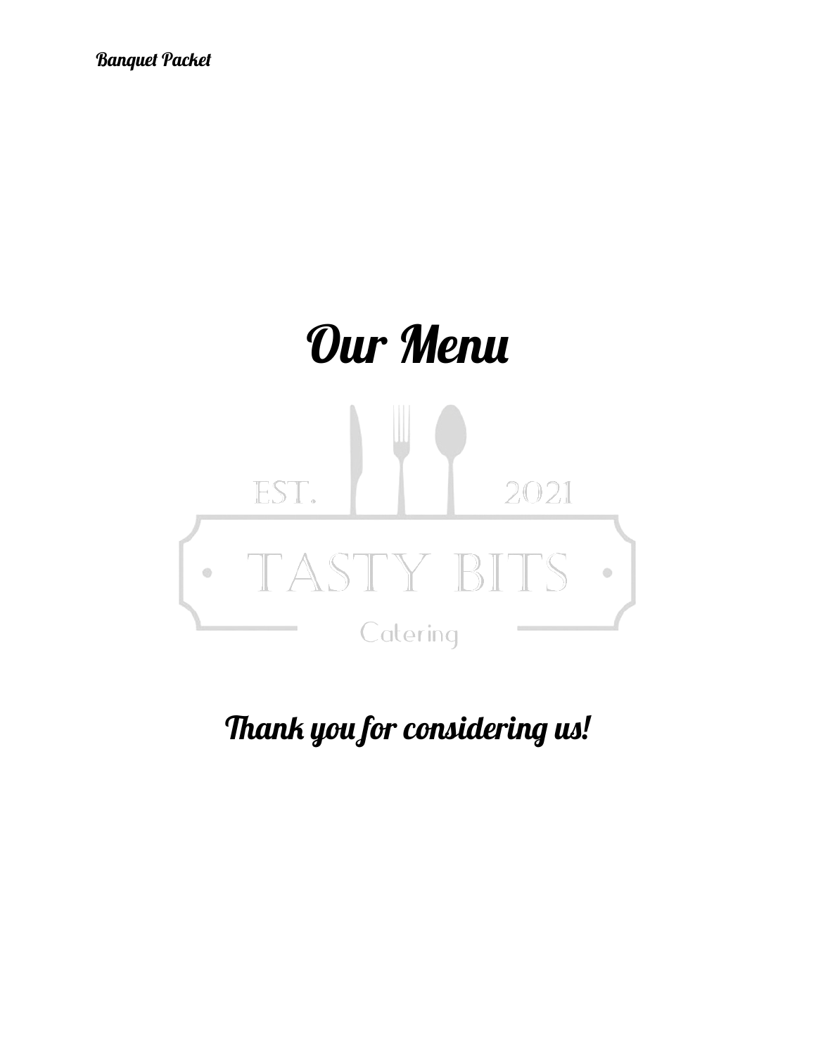# Our Menu

EST. 2021

TASTY BITS

Catering

## Thank you for considering us!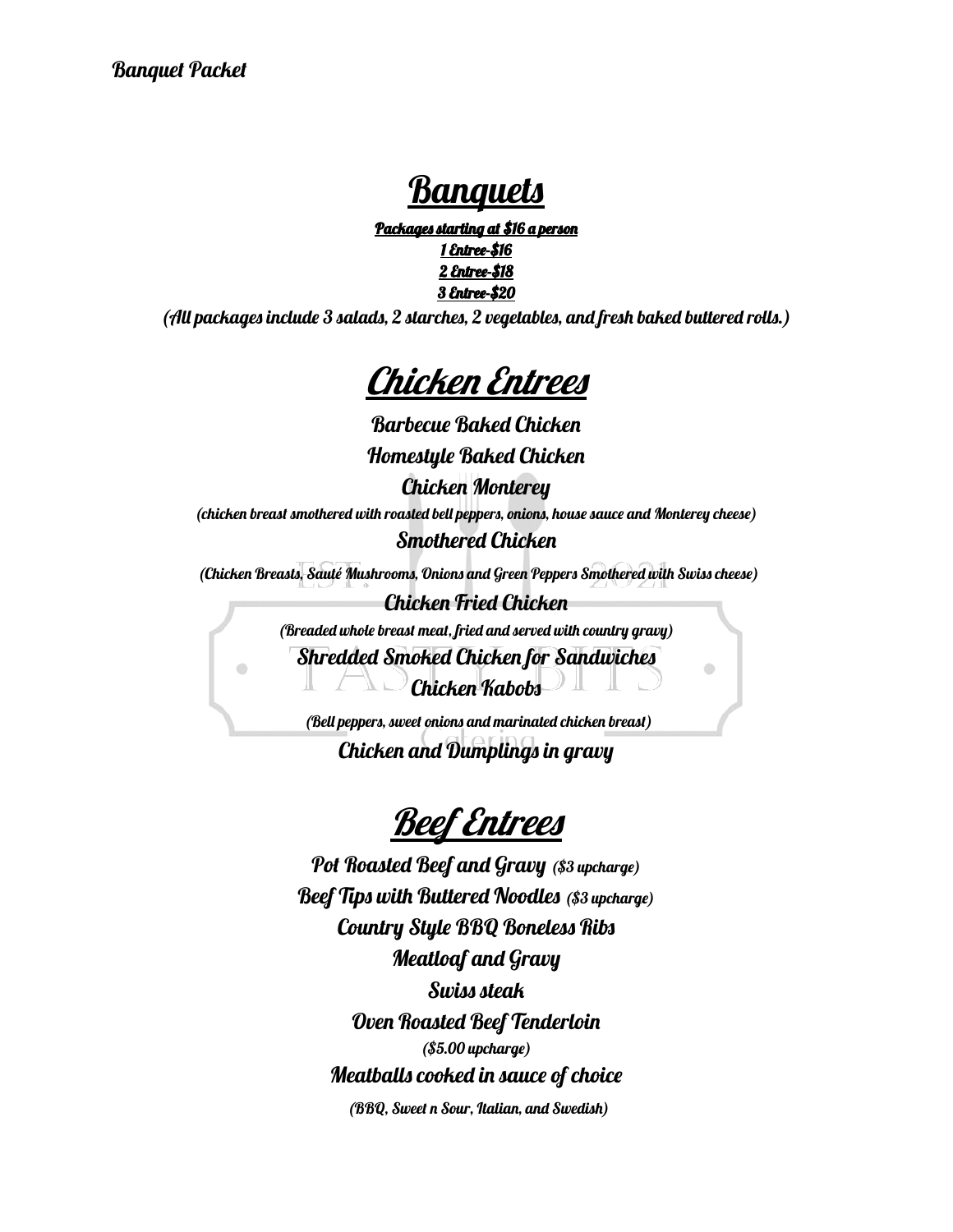# Banquets

**Packages starting at $16 a person**
**1 Entree-$16**
**2 Entree-$18**
**3 Entree-$20**

*(All packages include 3 salads, 2 starches, 2 vegetables, and fresh baked buttered rolls.)*

## Chicken Entrees

**Barbecue Baked Chicken**

**Homestyle Baked Chicken**

**Chicken Monterey**

*(chicken breast smothered with roasted bell peppers, onions, house sauce and Monterey cheese)*

**Smothered Chicken**

*(Chicken Breasts, Sauté Mushrooms, Onions and Green Peppers Smothered with Swiss cheese)*

**Chicken Fried Chicken**

*(Breaded whole breast meat, fried and served with country gravy)*

**Shredded Smoked Chicken for Sandwiches**

**Chicken Kabobs**

*(Bell peppers, sweet onions and marinated chicken breast)*

**Chicken and Dumplings in gravy**

## Beef Entrees

**Pot Roasted Beef and Gravy** *($3 upcharge)*

**Beef Tips with Buttered Noodles** *($3 upcharge)*

**Country Style BBQ Boneless Ribs**

**Meatloaf and Gravy**

**Swiss steak**

**Oven Roasted Beef Tenderloin**

*($5.00 upcharge)*

**Meatballs cooked in sauce of choice**

*(BBQ, Sweet n Sour, Italian, and Swedish)*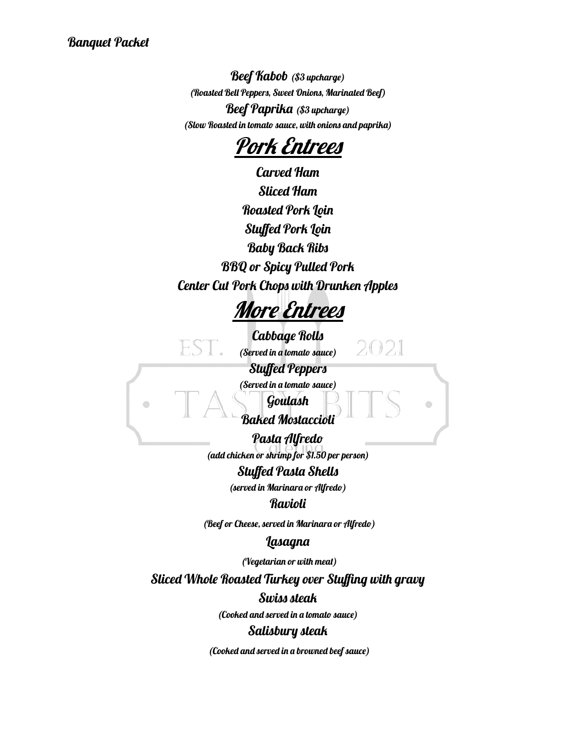**Banquet Packet**

***Beef Kabob*** *($3 upcharge)*

*(Roasted Bell Peppers, Sweet Onions, Marinated Beef)*

***Beef Paprika*** *($3 upcharge)*

*(Slow Roasted in tomato sauce, with onions and paprika)*

# Pork Entrees

**Carved Ham**

**Sliced Ham**

**Roasted Pork Loin**

**Stuffed Pork Loin**

**Baby Back Ribs**

**BBQ or Spicy Pulled Pork**

**Center Cut Pork Chops with Drunken Apples**

# More Entrees

**Cabbage Rolls**

*(Served in a tomato sauce)*

**Stuffed Peppers**

*(Served in a tomato sauce)*

**Goulash**

**Baked Mostaccioli**

**Pasta Alfredo**

*(add chicken or shrimp for $1.50 per person)*

**Stuffed Pasta Shells**

*(served in Marinara or Alfredo)*

**Ravioli**

*(Beef or Cheese, served in Marinara or Alfredo)*

**Lasagna**

*(Vegetarian or with meat)*

**Sliced Whole Roasted Turkey over Stuffing with gravy**

**Swiss steak**

*(Cooked and served in a tomato sauce)*

**Salisbury steak**

*(Cooked and served in a browned beef sauce)*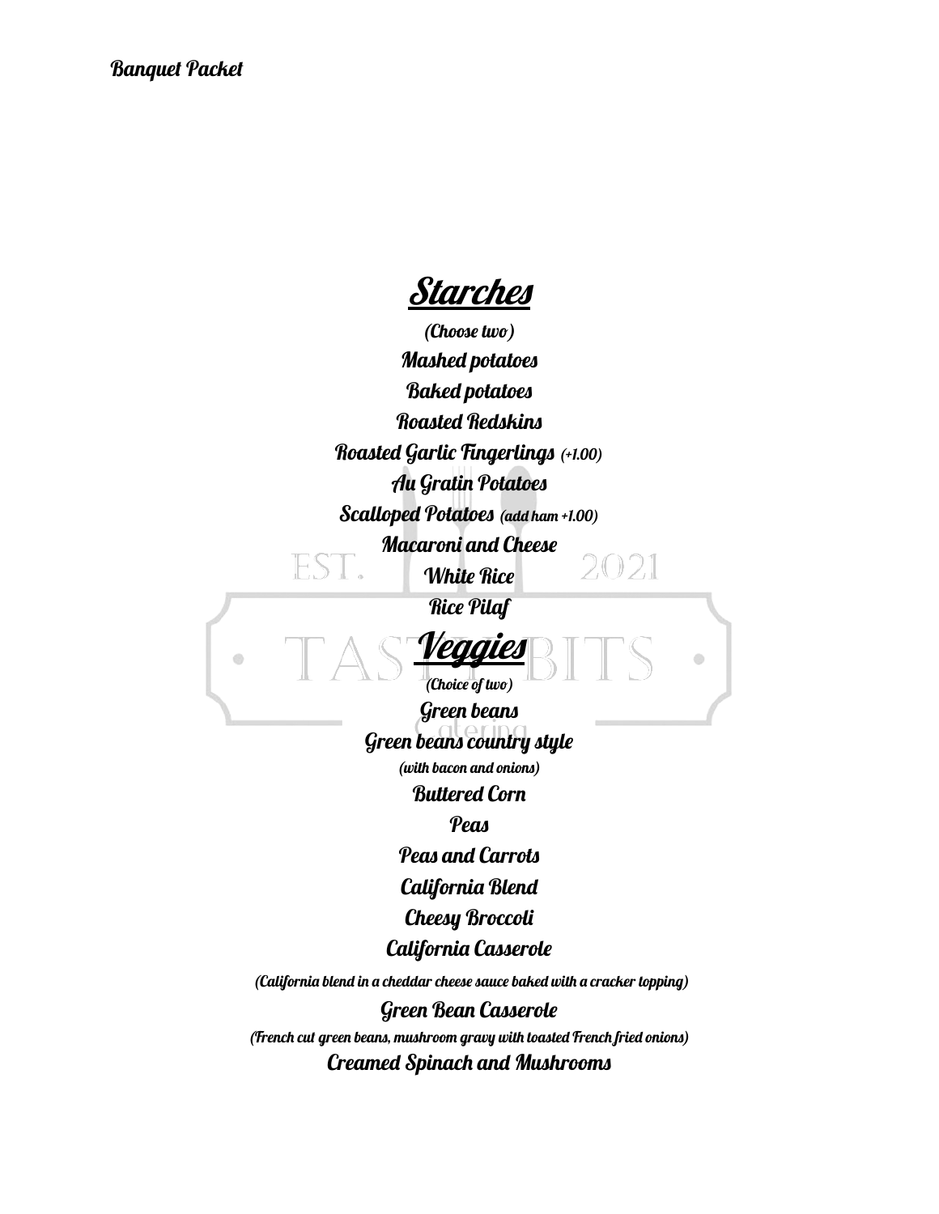## Starches

*(Choose two)*

**Mashed potatoes**

**Baked potatoes**

**Roasted Redskins**

**Roasted Garlic Fingerlings** *(+1.00)*

**Au Gratin Potatoes**

**Scalloped Potatoes** *(add ham +1.00)*

**Macaroni and Cheese**

**White Rice**

**Rice Pilaf**

## Veggies

*(Choice of two)*

**Green beans**

**Green beans country style**

*(with bacon and onions)*

**Buttered Corn**

**Peas**

**Peas and Carrots**

**California Blend**

**Cheesy Broccoli**

**California Casserole**

*(California blend in a cheddar cheese sauce baked with a cracker topping)*

**Green Bean Casserole**

*(French cut green beans, mushroom gravy with toasted French fried onions)*

**Creamed Spinach and Mushrooms**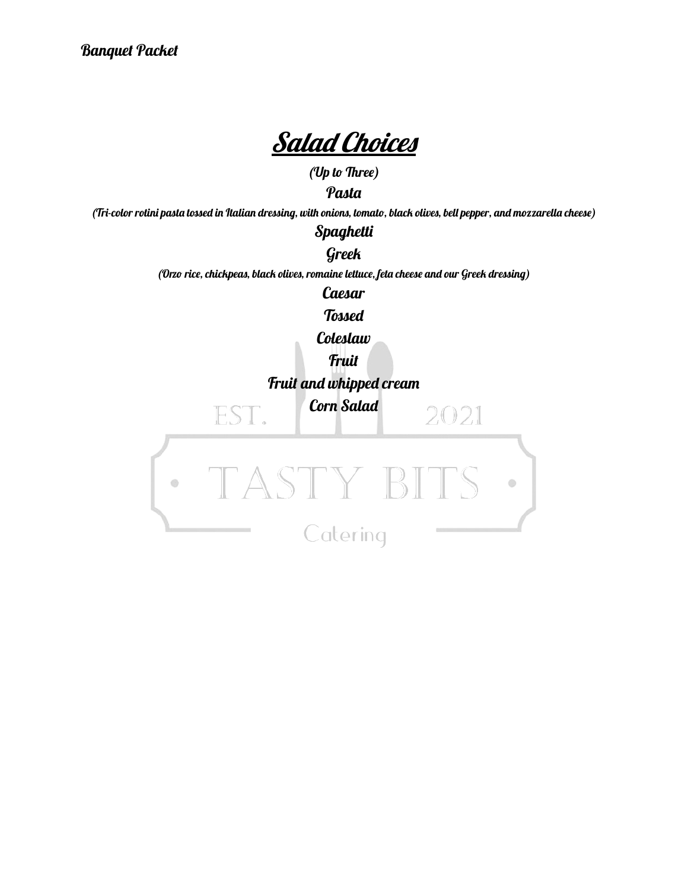# Salad Choices

*(Up to Three)*

**Pasta**

*(Tri-color rotini pasta tossed in Italian dressing, with onions, tomato, black olives, bell pepper, and mozzarella cheese)*

**Spaghetti**

**Greek**

*(Orzo rice, chickpeas, black olives, romaine lettuce, feta cheese and our Greek dressing)*

**Caesar**

**Tossed**

**Coleslaw**

**Fruit**

**Fruit and whipped cream**

**Corn Salad**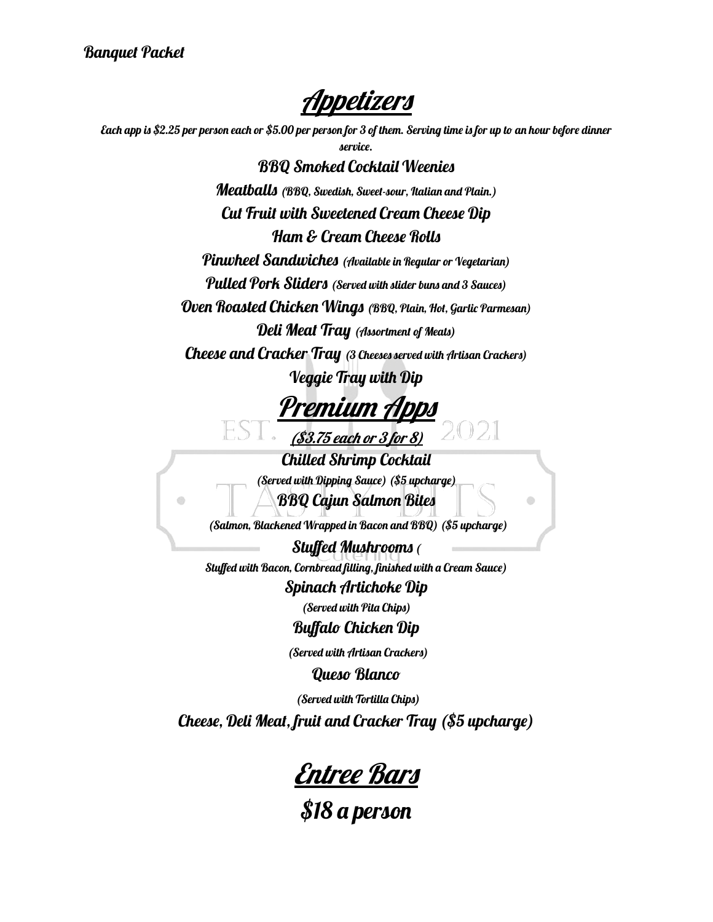**Banquet Packet**

# Appetizers

*Each app is $2.25 per person each or $5.00 per person for 3 of them. Serving time is for up to an hour before dinner service.*

**BBQ Smoked Cocktail Weenies**

**Meatballs** *(BBQ, Swedish, Sweet-sour, Italian and Plain.)*

**Cut Fruit with Sweetened Cream Cheese Dip**

**Ham & Cream Cheese Rolls**

**Pinwheel Sandwiches** *(Available in Regular or Vegetarian)*

**Pulled Pork Sliders** *(Served with slider buns and 3 Sauces)*

**Oven Roasted Chicken Wings** *(BBQ, Plain, Hot, Garlic Parmesan)*

**Deli Meat Tray** *(Assortment of Meats)*

**Cheese and Cracker Tray** *(3 Cheeses served with Artisan Crackers)*

**Veggie Tray with Dip**

# Premium Apps

**($3.75 each or 3 for 8)**

**Chilled Shrimp Cocktail**

*(Served with Dipping Sauce) ($5 upcharge)*

**BBQ Cajun Salmon Bites**

*(Salmon, Blackened Wrapped in Bacon and BBQ) ($5 upcharge)*

**Stuffed Mushrooms** *( Stuffed with Bacon, Cornbread filling, finished with a Cream Sauce)*

**Spinach Artichoke Dip**

*(Served with Pita Chips)*

**Buffalo Chicken Dip**

*(Served with Artisan Crackers)*

**Queso Blanco**

*(Served with Tortilla Chips)*

**Cheese, Deli Meat, fruit and Cracker Tray ($5 upcharge)**

# Entree Bars

## $18 a person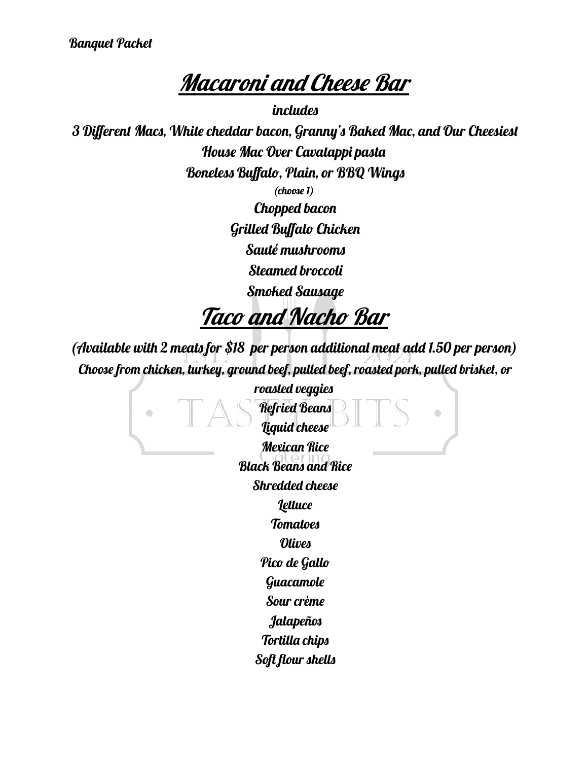Banquet Packet

# Macaroni and Cheese Bar

includes

3 Different Macs, White cheddar bacon, Granny's Baked Mac, and Our Cheesiest House Mac Over Cavatappi pasta

Boneless Buffalo, Plain, or BBQ Wings

(choose 1)

Chopped bacon

Grilled Buffalo Chicken

Sauté mushrooms

Steamed broccoli

Smoked Sausage

# Taco and Nacho Bar

(Available with 2 meats for $18 per person additional meat add 1.50 per person)

Choose from chicken, turkey, ground beef, pulled beef, roasted pork, pulled brisket, or roasted veggies

Refried Beans

Liquid cheese

Mexican Rice

Black Beans and Rice

Shredded cheese

Lettuce

Tomatoes

Olives

Pico de Gallo

Guacamole

Sour crème

Jalapeños

Tortilla chips

Soft flour shells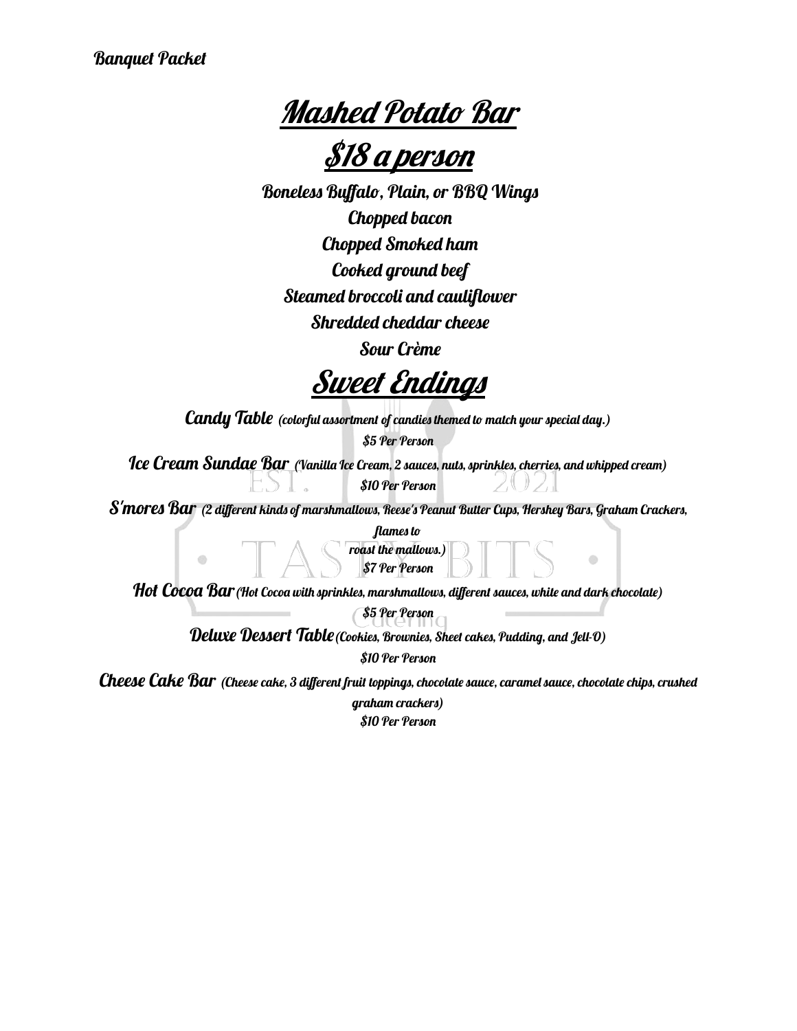**Banquet Packet**

# Mashed Potato Bar

## $18 a person

**Boneless Buffalo, Plain, or BBQ Wings**

**Chopped bacon**

**Chopped Smoked ham**

**Cooked ground beef**

**Steamed broccoli and cauliflower**

**Shredded cheddar cheese**

**Sour Crème**

# Sweet Endings

**Candy Table** *(colorful assortment of candies themed to match your special day.)*

*$5 Per Person*

**Ice Cream Sundae Bar** *(Vanilla Ice Cream, 2 sauces, nuts, sprinkles, cherries, and whipped cream)*

*$10 Per Person*

**S'mores Bar** *(2 different kinds of marshmallows, Reese's Peanut Butter Cups, Hershey Bars, Graham Crackers, flames to roast the mallows.)*

*$7 Per Person*

**Hot Cocoa Bar** *(Hot Cocoa with sprinkles, marshmallows, different sauces, white and dark chocolate)*

*$5 Per Person*

**Deluxe Dessert Table** *(Cookies, Brownies, Sheet cakes, Pudding, and Jell-O)*

*$10 Per Person*

**Cheese Cake Bar** *(Cheese cake, 3 different fruit toppings, chocolate sauce, caramel sauce, chocolate chips, crushed graham crackers)*

*$10 Per Person*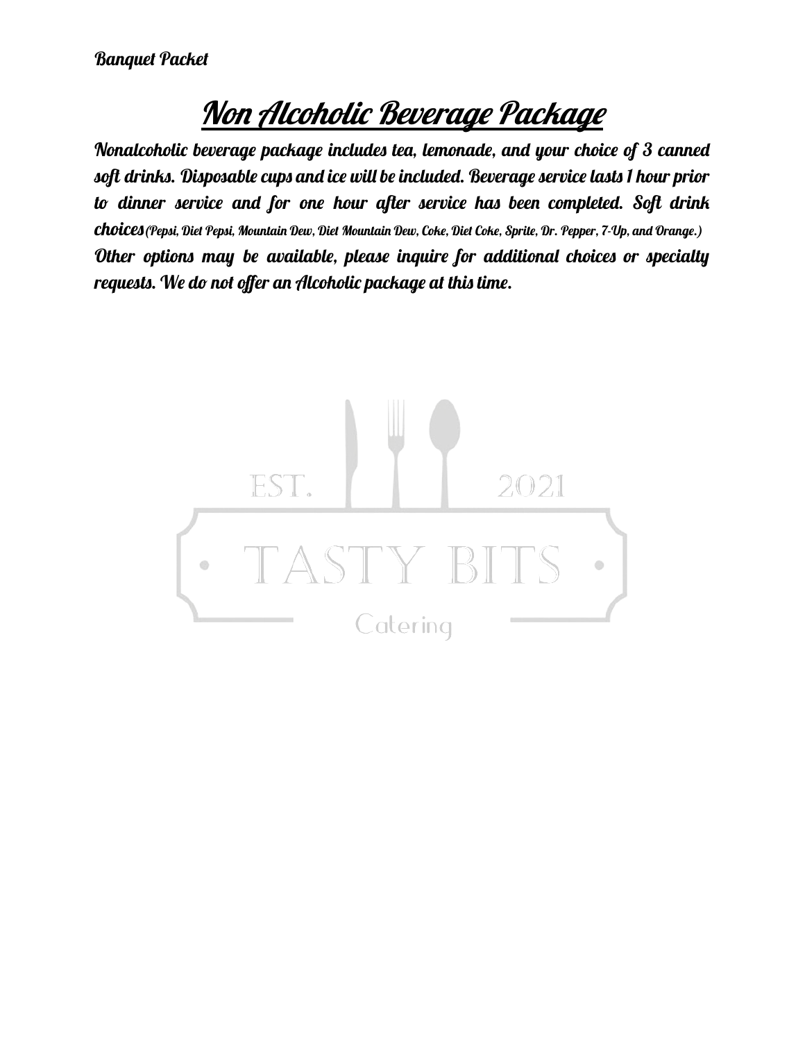# Non Alcoholic Beverage Package

**Nonalcoholic beverage package includes tea, lemonade, and your choice of 3 canned soft drinks. Disposable cups and ice will be included. Beverage service lasts 1 hour prior to dinner service and for one hour after service has been completed. Soft drink choices (Pepsi, Diet Pepsi, Mountain Dew, Diet Mountain Dew, Coke, Diet Coke, Sprite, Dr. Pepper, 7-Up, and Orange.) Other options may be available, please inquire for additional choices or specialty requests. We do not offer an Alcoholic package at this time.**

EST. 2021

TASTY BITS

Catering